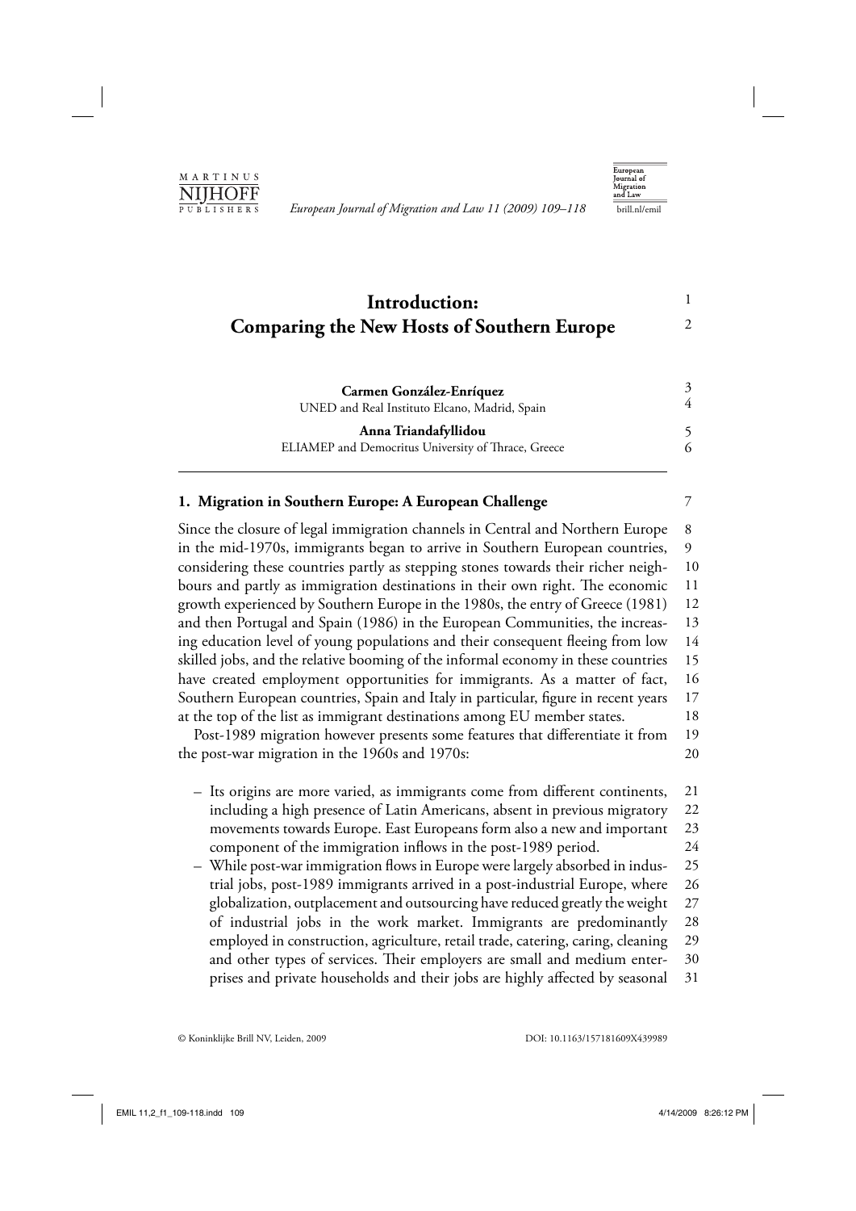# Introduction: Comparing the New Hosts of Southern Europe

**Carmen González-Enríquez**
UNED and Real Instituto Elcano, Madrid, Spain

**Anna Triandafyllidou**
ELIAMEP and Democritus University of Thrace, Greece

## 1. Migration in Southern Europe: A European Challenge

Since the closure of legal immigration channels in Central and Northern Europe in the mid-1970s, immigrants began to arrive in Southern European countries, considering these countries partly as stepping stones towards their richer neighbours and partly as immigration destinations in their own right. The economic growth experienced by Southern Europe in the 1980s, the entry of Greece (1981) and then Portugal and Spain (1986) in the European Communities, the increasing education level of young populations and their consequent fleeing from low skilled jobs, and the relative booming of the informal economy in these countries have created employment opportunities for immigrants. As a matter of fact, Southern European countries, Spain and Italy in particular, figure in recent years at the top of the list as immigrant destinations among EU member states.

Post-1989 migration however presents some features that differentiate it from the post-war migration in the 1960s and 1970s:

- Its origins are more varied, as immigrants come from different continents, including a high presence of Latin Americans, absent in previous migratory movements towards Europe. East Europeans form also a new and important component of the immigration inflows in the post-1989 period.
- While post-war immigration flows in Europe were largely absorbed in industrial jobs, post-1989 immigrants arrived in a post-industrial Europe, where globalization, outplacement and outsourcing have reduced greatly the weight of industrial jobs in the work market. Immigrants are predominantly employed in construction, agriculture, retail trade, catering, caring, cleaning and other types of services. Their employers are small and medium enterprises and private households and their jobs are highly affected by seasonal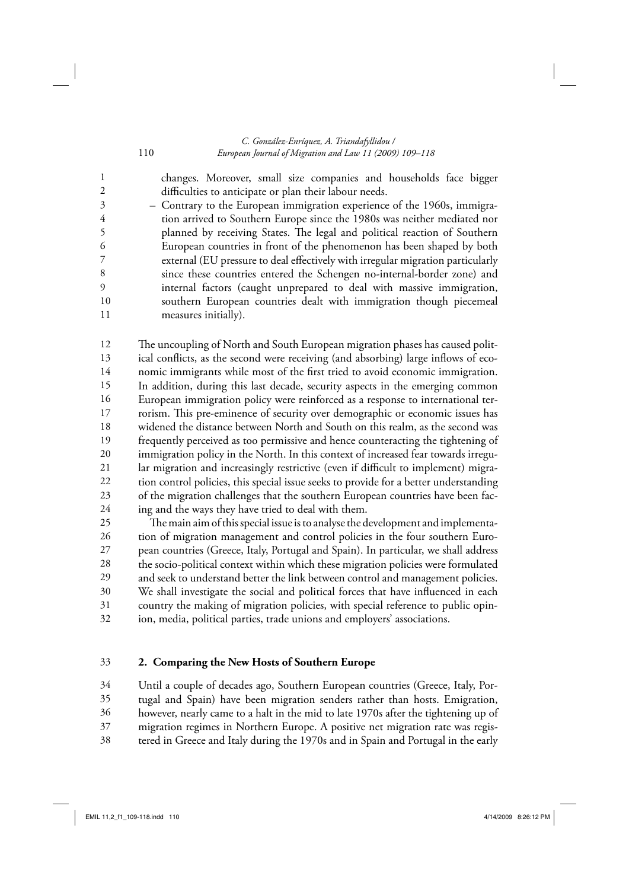changes. Moreover, small size companies and households face bigger difficulties to anticipate or plan their labour needs.

- Contrary to the European immigration experience of the 1960s, immigration arrived to Southern Europe since the 1980s was neither mediated nor planned by receiving States. The legal and political reaction of Southern European countries in front of the phenomenon has been shaped by both external (EU pressure to deal effectively with irregular migration particularly since these countries entered the Schengen no-internal-border zone) and internal factors (caught unprepared to deal with massive immigration, southern European countries dealt with immigration though piecemeal measures initially).

The uncoupling of North and South European migration phases has caused political conflicts, as the second were receiving (and absorbing) large inflows of economic immigrants while most of the first tried to avoid economic immigration. In addition, during this last decade, security aspects in the emerging common European immigration policy were reinforced as a response to international terrorism. This pre-eminence of security over demographic or economic issues has widened the distance between North and South on this realm, as the second was frequently perceived as too permissive and hence counteracting the tightening of immigration policy in the North. In this context of increased fear towards irregular migration and increasingly restrictive (even if difficult to implement) migration control policies, this special issue seeks to provide for a better understanding of the migration challenges that the southern European countries have been facing and the ways they have tried to deal with them.

The main aim of this special issue is to analyse the development and implementation of migration management and control policies in the four southern European countries (Greece, Italy, Portugal and Spain). In particular, we shall address the socio-political context within which these migration policies were formulated and seek to understand better the link between control and management policies. We shall investigate the social and political forces that have influenced in each country the making of migration policies, with special reference to public opinion, media, political parties, trade unions and employers' associations.

## 2. Comparing the New Hosts of Southern Europe

Until a couple of decades ago, Southern European countries (Greece, Italy, Portugal and Spain) have been migration senders rather than hosts. Emigration, however, nearly came to a halt in the mid to late 1970s after the tightening up of migration regimes in Northern Europe. A positive net migration rate was registered in Greece and Italy during the 1970s and in Spain and Portugal in the early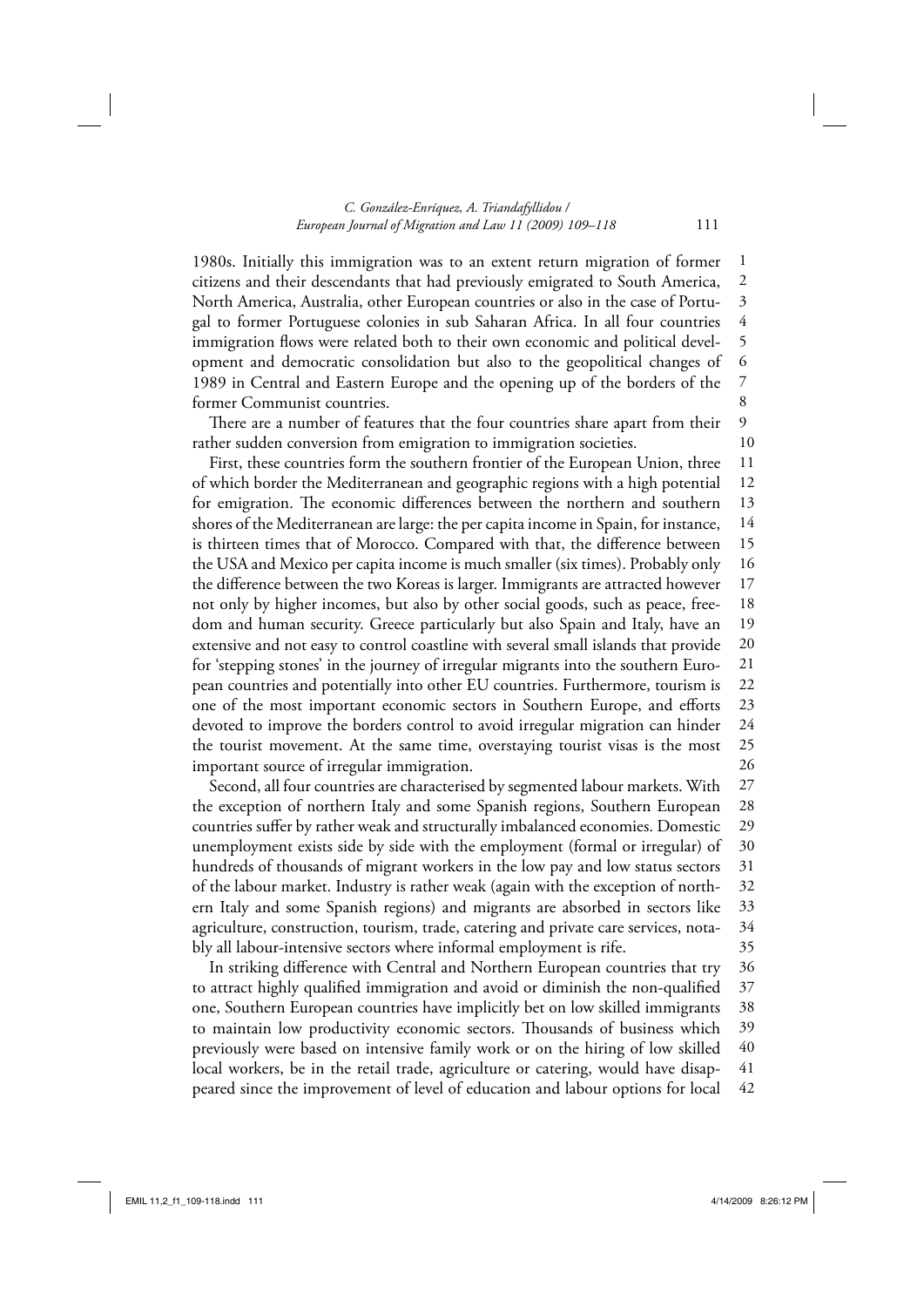1980s. Initially this immigration was to an extent return migration of former citizens and their descendants that had previously emigrated to South America, North America, Australia, other European countries or also in the case of Portugal to former Portuguese colonies in sub Saharan Africa. In all four countries immigration flows were related both to their own economic and political development and democratic consolidation but also to the geopolitical changes of 1989 in Central and Eastern Europe and the opening up of the borders of the former Communist countries.

There are a number of features that the four countries share apart from their rather sudden conversion from emigration to immigration societies.

First, these countries form the southern frontier of the European Union, three of which border the Mediterranean and geographic regions with a high potential for emigration. The economic differences between the northern and southern shores of the Mediterranean are large: the per capita income in Spain, for instance, is thirteen times that of Morocco. Compared with that, the difference between the USA and Mexico per capita income is much smaller (six times). Probably only the difference between the two Koreas is larger. Immigrants are attracted however not only by higher incomes, but also by other social goods, such as peace, freedom and human security. Greece particularly but also Spain and Italy, have an extensive and not easy to control coastline with several small islands that provide for 'stepping stones' in the journey of irregular migrants into the southern European countries and potentially into other EU countries. Furthermore, tourism is one of the most important economic sectors in Southern Europe, and efforts devoted to improve the borders control to avoid irregular migration can hinder the tourist movement. At the same time, overstaying tourist visas is the most important source of irregular immigration.

Second, all four countries are characterised by segmented labour markets. With the exception of northern Italy and some Spanish regions, Southern European countries suffer by rather weak and structurally imbalanced economies. Domestic unemployment exists side by side with the employment (formal or irregular) of hundreds of thousands of migrant workers in the low pay and low status sectors of the labour market. Industry is rather weak (again with the exception of northern Italy and some Spanish regions) and migrants are absorbed in sectors like agriculture, construction, tourism, trade, catering and private care services, notably all labour-intensive sectors where informal employment is rife.

In striking difference with Central and Northern European countries that try to attract highly qualified immigration and avoid or diminish the non-qualified one, Southern European countries have implicitly bet on low skilled immigrants to maintain low productivity economic sectors. Thousands of business which previously were based on intensive family work or on the hiring of low skilled local workers, be in the retail trade, agriculture or catering, would have disappeared since the improvement of level of education and labour options for local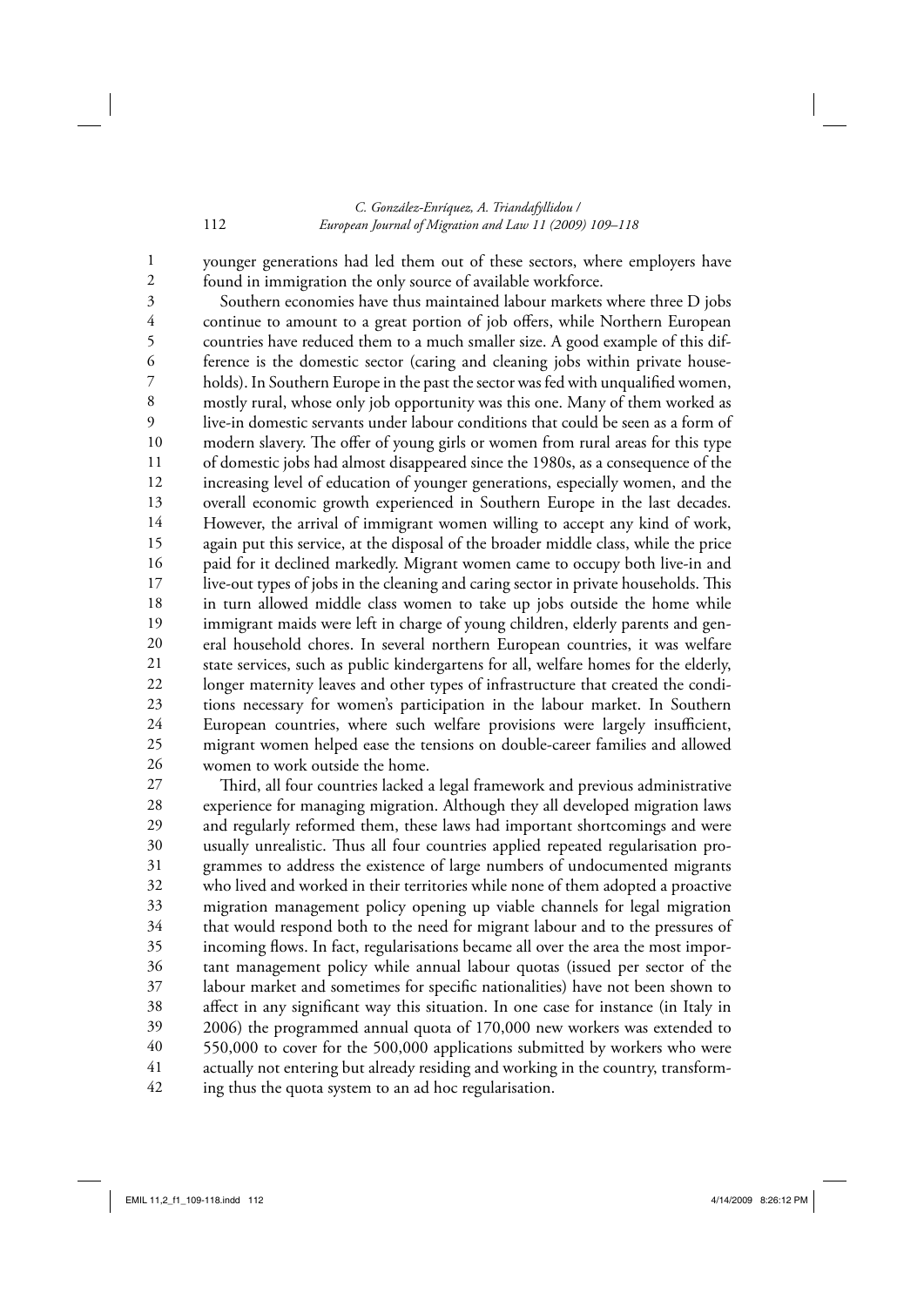younger generations had led them out of these sectors, where employers have found in immigration the only source of available workforce.

Southern economies have thus maintained labour markets where three D jobs continue to amount to a great portion of job offers, while Northern European countries have reduced them to a much smaller size. A good example of this difference is the domestic sector (caring and cleaning jobs within private households). In Southern Europe in the past the sector was fed with unqualified women, mostly rural, whose only job opportunity was this one. Many of them worked as live-in domestic servants under labour conditions that could be seen as a form of modern slavery. The offer of young girls or women from rural areas for this type of domestic jobs had almost disappeared since the 1980s, as a consequence of the increasing level of education of younger generations, especially women, and the overall economic growth experienced in Southern Europe in the last decades. However, the arrival of immigrant women willing to accept any kind of work, again put this service, at the disposal of the broader middle class, while the price paid for it declined markedly. Migrant women came to occupy both live-in and live-out types of jobs in the cleaning and caring sector in private households. This in turn allowed middle class women to take up jobs outside the home while immigrant maids were left in charge of young children, elderly parents and general household chores. In several northern European countries, it was welfare state services, such as public kindergartens for all, welfare homes for the elderly, longer maternity leaves and other types of infrastructure that created the conditions necessary for women's participation in the labour market. In Southern European countries, where such welfare provisions were largely insufficient, migrant women helped ease the tensions on double-career families and allowed women to work outside the home.

Third, all four countries lacked a legal framework and previous administrative experience for managing migration. Although they all developed migration laws and regularly reformed them, these laws had important shortcomings and were usually unrealistic. Thus all four countries applied repeated regularisation programmes to address the existence of large numbers of undocumented migrants who lived and worked in their territories while none of them adopted a proactive migration management policy opening up viable channels for legal migration that would respond both to the need for migrant labour and to the pressures of incoming flows. In fact, regularisations became all over the area the most important management policy while annual labour quotas (issued per sector of the labour market and sometimes for specific nationalities) have not been shown to affect in any significant way this situation. In one case for instance (in Italy in 2006) the programmed annual quota of 170,000 new workers was extended to 550,000 to cover for the 500,000 applications submitted by workers who were actually not entering but already residing and working in the country, transforming thus the quota system to an ad hoc regularisation.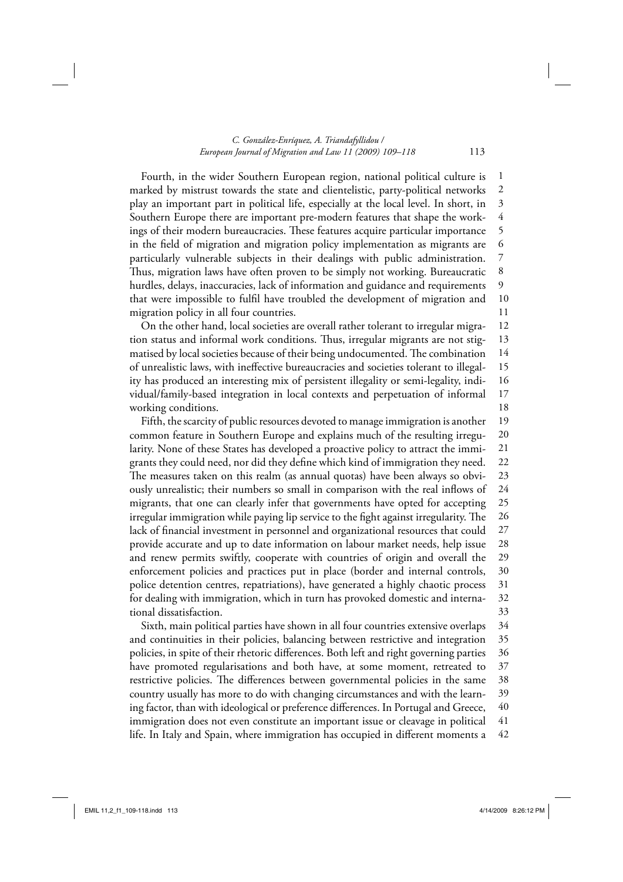Fourth, in the wider Southern European region, national political culture is marked by mistrust towards the state and clientelistic, party-political networks play an important part in political life, especially at the local level. In short, in Southern Europe there are important pre-modern features that shape the workings of their modern bureaucracies. These features acquire particular importance in the field of migration and migration policy implementation as migrants are particularly vulnerable subjects in their dealings with public administration. Thus, migration laws have often proven to be simply not working. Bureaucratic hurdles, delays, inaccuracies, lack of information and guidance and requirements that were impossible to fulfil have troubled the development of migration and migration policy in all four countries.

On the other hand, local societies are overall rather tolerant to irregular migration status and informal work conditions. Thus, irregular migrants are not stigmatised by local societies because of their being undocumented. The combination of unrealistic laws, with ineffective bureaucracies and societies tolerant to illegality has produced an interesting mix of persistent illegality or semi-legality, individual/family-based integration in local contexts and perpetuation of informal working conditions.

Fifth, the scarcity of public resources devoted to manage immigration is another common feature in Southern Europe and explains much of the resulting irregularity. None of these States has developed a proactive policy to attract the immigrants they could need, nor did they define which kind of immigration they need. The measures taken on this realm (as annual quotas) have been always so obviously unrealistic; their numbers so small in comparison with the real inflows of migrants, that one can clearly infer that governments have opted for accepting irregular immigration while paying lip service to the fight against irregularity. The lack of financial investment in personnel and organizational resources that could provide accurate and up to date information on labour market needs, help issue and renew permits swiftly, cooperate with countries of origin and overall the enforcement policies and practices put in place (border and internal controls, police detention centres, repatriations), have generated a highly chaotic process for dealing with immigration, which in turn has provoked domestic and international dissatisfaction.

Sixth, main political parties have shown in all four countries extensive overlaps and continuities in their policies, balancing between restrictive and integration policies, in spite of their rhetoric differences. Both left and right governing parties have promoted regularisations and both have, at some moment, retreated to restrictive policies. The differences between governmental policies in the same country usually has more to do with changing circumstances and with the learning factor, than with ideological or preference differences. In Portugal and Greece, immigration does not even constitute an important issue or cleavage in political life. In Italy and Spain, where immigration has occupied in different moments a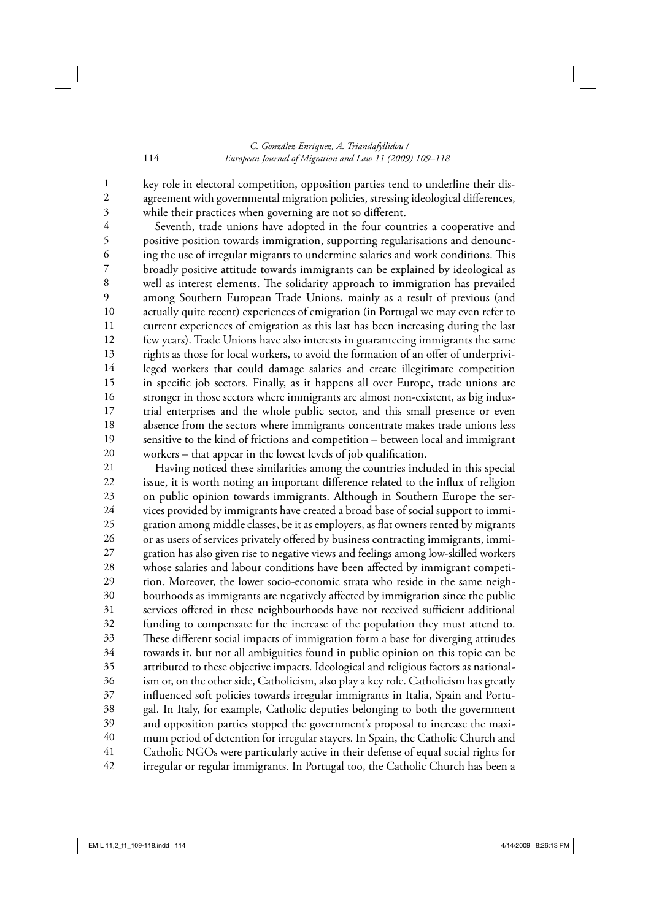key role in electoral competition, opposition parties tend to underline their disagreement with governmental migration policies, stressing ideological differences, while their practices when governing are not so different.

Seventh, trade unions have adopted in the four countries a cooperative and positive position towards immigration, supporting regularisations and denouncing the use of irregular migrants to undermine salaries and work conditions. This broadly positive attitude towards immigrants can be explained by ideological as well as interest elements. The solidarity approach to immigration has prevailed among Southern European Trade Unions, mainly as a result of previous (and actually quite recent) experiences of emigration (in Portugal we may even refer to current experiences of emigration as this last has been increasing during the last few years). Trade Unions have also interests in guaranteeing immigrants the same rights as those for local workers, to avoid the formation of an offer of underprivileged workers that could damage salaries and create illegitimate competition in specific job sectors. Finally, as it happens all over Europe, trade unions are stronger in those sectors where immigrants are almost non-existent, as big industrial enterprises and the whole public sector, and this small presence or even absence from the sectors where immigrants concentrate makes trade unions less sensitive to the kind of frictions and competition – between local and immigrant workers – that appear in the lowest levels of job qualification.

Having noticed these similarities among the countries included in this special issue, it is worth noting an important difference related to the influx of religion on public opinion towards immigrants. Although in Southern Europe the services provided by immigrants have created a broad base of social support to immigration among middle classes, be it as employers, as flat owners rented by migrants or as users of services privately offered by business contracting immigrants, immigration has also given rise to negative views and feelings among low-skilled workers whose salaries and labour conditions have been affected by immigrant competition. Moreover, the lower socio-economic strata who reside in the same neighbourhoods as immigrants are negatively affected by immigration since the public services offered in these neighbourhoods have not received sufficient additional funding to compensate for the increase of the population they must attend to. These different social impacts of immigration form a base for diverging attitudes towards it, but not all ambiguities found in public opinion on this topic can be attributed to these objective impacts. Ideological and religious factors as nationalism or, on the other side, Catholicism, also play a key role. Catholicism has greatly influenced soft policies towards irregular immigrants in Italia, Spain and Portugal. In Italy, for example, Catholic deputies belonging to both the government and opposition parties stopped the government's proposal to increase the maximum period of detention for irregular stayers. In Spain, the Catholic Church and Catholic NGOs were particularly active in their defense of equal social rights for irregular or regular immigrants. In Portugal too, the Catholic Church has been a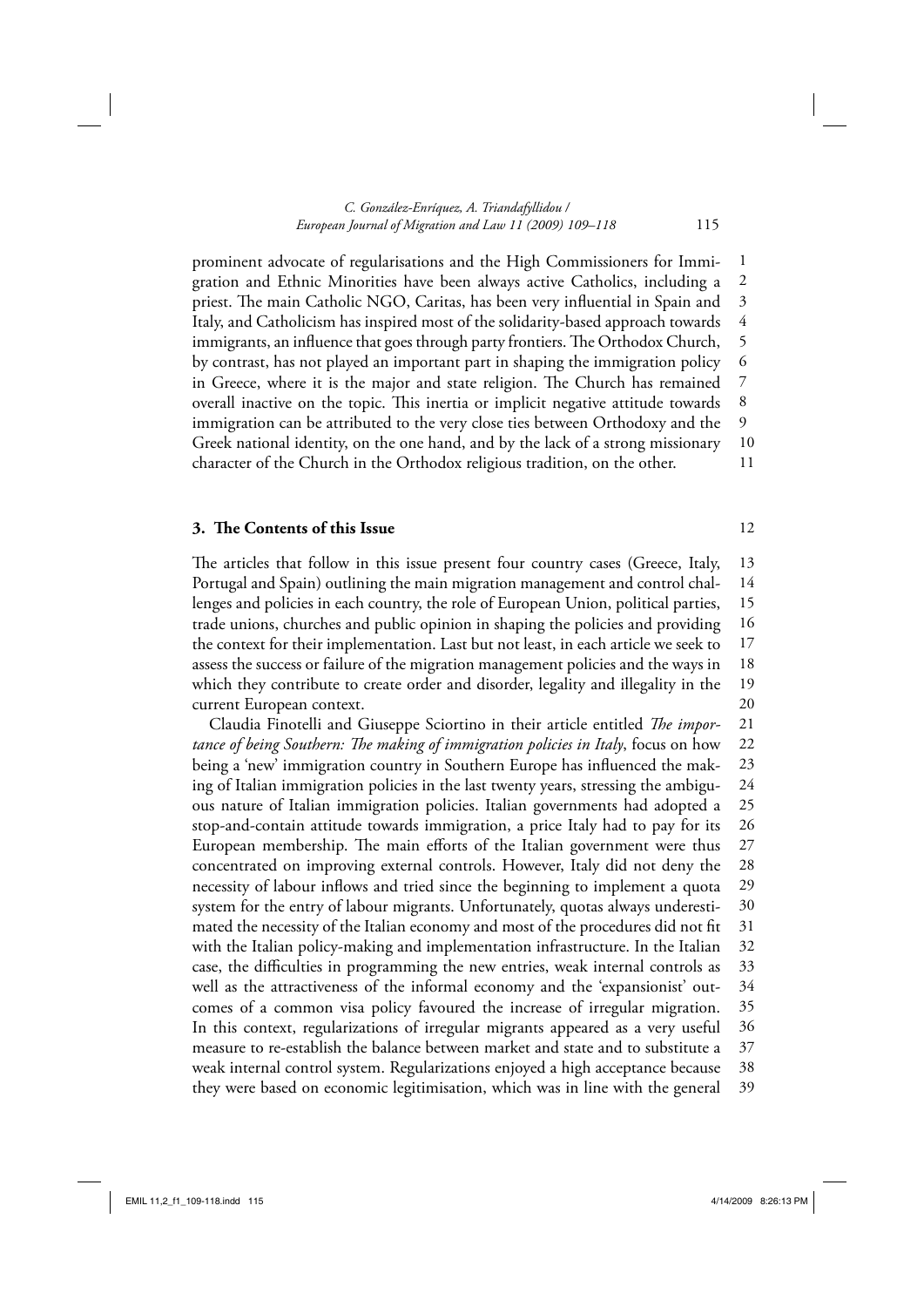prominent advocate of regularisations and the High Commissioners for Immigration and Ethnic Minorities have been always active Catholics, including a priest. The main Catholic NGO, Caritas, has been very influential in Spain and Italy, and Catholicism has inspired most of the solidarity-based approach towards immigrants, an influence that goes through party frontiers. The Orthodox Church, by contrast, has not played an important part in shaping the immigration policy in Greece, where it is the major and state religion. The Church has remained overall inactive on the topic. This inertia or implicit negative attitude towards immigration can be attributed to the very close ties between Orthodoxy and the Greek national identity, on the one hand, and by the lack of a strong missionary character of the Church in the Orthodox religious tradition, on the other.

## 3. The Contents of this Issue

The articles that follow in this issue present four country cases (Greece, Italy, Portugal and Spain) outlining the main migration management and control challenges and policies in each country, the role of European Union, political parties, trade unions, churches and public opinion in shaping the policies and providing the context for their implementation. Last but not least, in each article we seek to assess the success or failure of the migration management policies and the ways in which they contribute to create order and disorder, legality and illegality in the current European context.

Claudia Finotelli and Giuseppe Sciortino in their article entitled *The importance of being Southern: The making of immigration policies in Italy*, focus on how being a 'new' immigration country in Southern Europe has influenced the making of Italian immigration policies in the last twenty years, stressing the ambiguous nature of Italian immigration policies. Italian governments had adopted a stop-and-contain attitude towards immigration, a price Italy had to pay for its European membership. The main efforts of the Italian government were thus concentrated on improving external controls. However, Italy did not deny the necessity of labour inflows and tried since the beginning to implement a quota system for the entry of labour migrants. Unfortunately, quotas always underestimated the necessity of the Italian economy and most of the procedures did not fit with the Italian policy-making and implementation infrastructure. In the Italian case, the difficulties in programming the new entries, weak internal controls as well as the attractiveness of the informal economy and the 'expansionist' outcomes of a common visa policy favoured the increase of irregular migration. In this context, regularizations of irregular migrants appeared as a very useful measure to re-establish the balance between market and state and to substitute a weak internal control system. Regularizations enjoyed a high acceptance because they were based on economic legitimisation, which was in line with the general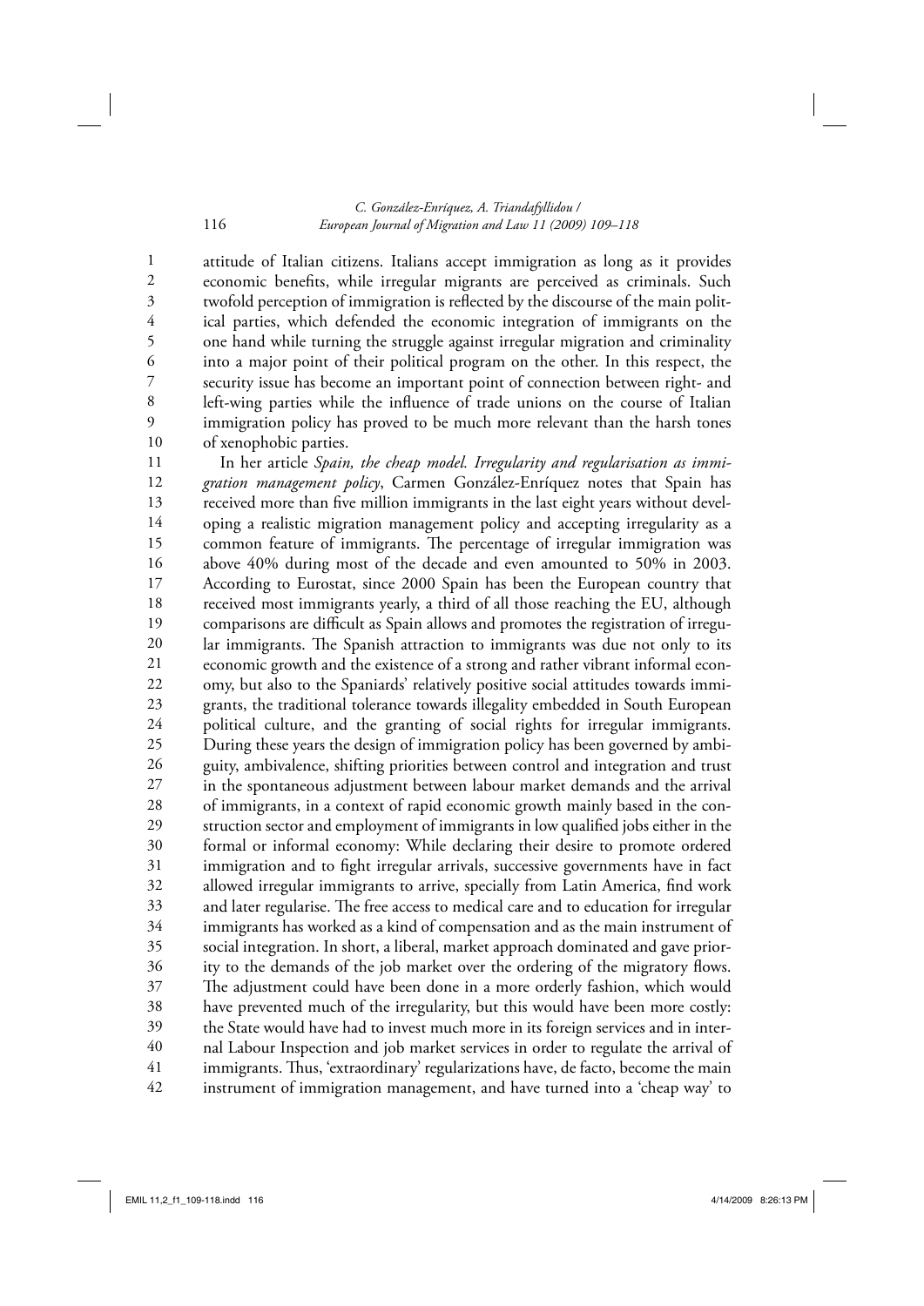attitude of Italian citizens. Italians accept immigration as long as it provides economic benefits, while irregular migrants are perceived as criminals. Such twofold perception of immigration is reflected by the discourse of the main political parties, which defended the economic integration of immigrants on the one hand while turning the struggle against irregular migration and criminality into a major point of their political program on the other. In this respect, the security issue has become an important point of connection between right- and left-wing parties while the influence of trade unions on the course of Italian immigration policy has proved to be much more relevant than the harsh tones of xenophobic parties.

In her article *Spain, the cheap model. Irregularity and regularisation as immigration management policy*, Carmen González-Enríquez notes that Spain has received more than five million immigrants in the last eight years without developing a realistic migration management policy and accepting irregularity as a common feature of immigrants. The percentage of irregular immigration was above 40% during most of the decade and even amounted to 50% in 2003. According to Eurostat, since 2000 Spain has been the European country that received most immigrants yearly, a third of all those reaching the EU, although comparisons are difficult as Spain allows and promotes the registration of irregular immigrants. The Spanish attraction to immigrants was due not only to its economic growth and the existence of a strong and rather vibrant informal economy, but also to the Spaniards' relatively positive social attitudes towards immigrants, the traditional tolerance towards illegality embedded in South European political culture, and the granting of social rights for irregular immigrants. During these years the design of immigration policy has been governed by ambiguity, ambivalence, shifting priorities between control and integration and trust in the spontaneous adjustment between labour market demands and the arrival of immigrants, in a context of rapid economic growth mainly based in the construction sector and employment of immigrants in low qualified jobs either in the formal or informal economy: While declaring their desire to promote ordered immigration and to fight irregular arrivals, successive governments have in fact allowed irregular immigrants to arrive, specially from Latin America, find work and later regularise. The free access to medical care and to education for irregular immigrants has worked as a kind of compensation and as the main instrument of social integration. In short, a liberal, market approach dominated and gave priority to the demands of the job market over the ordering of the migratory flows. The adjustment could have been done in a more orderly fashion, which would have prevented much of the irregularity, but this would have been more costly: the State would have had to invest much more in its foreign services and in internal Labour Inspection and job market services in order to regulate the arrival of immigrants. Thus, 'extraordinary' regularizations have, de facto, become the main instrument of immigration management, and have turned into a 'cheap way' to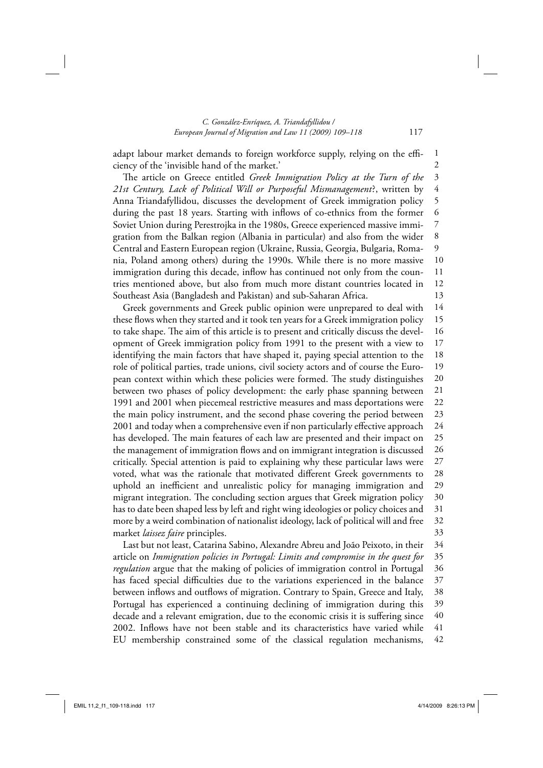adapt labour market demands to foreign workforce supply, relying on the efficiency of the 'invisible hand of the market.'

The article on Greece entitled *Greek Immigration Policy at the Turn of the 21st Century, Lack of Political Will or Purposeful Mismanagement*?, written by Anna Triandafyllidou, discusses the development of Greek immigration policy during the past 18 years. Starting with inflows of co-ethnics from the former Soviet Union during Perestrojka in the 1980s, Greece experienced massive immigration from the Balkan region (Albania in particular) and also from the wider Central and Eastern European region (Ukraine, Russia, Georgia, Bulgaria, Romania, Poland among others) during the 1990s. While there is no more massive immigration during this decade, inflow has continued not only from the countries mentioned above, but also from much more distant countries located in Southeast Asia (Bangladesh and Pakistan) and sub-Saharan Africa.

Greek governments and Greek public opinion were unprepared to deal with these flows when they started and it took ten years for a Greek immigration policy to take shape. The aim of this article is to present and critically discuss the development of Greek immigration policy from 1991 to the present with a view to identifying the main factors that have shaped it, paying special attention to the role of political parties, trade unions, civil society actors and of course the European context within which these policies were formed. The study distinguishes between two phases of policy development: the early phase spanning between 1991 and 2001 when piecemeal restrictive measures and mass deportations were the main policy instrument, and the second phase covering the period between 2001 and today when a comprehensive even if non particularly effective approach has developed. The main features of each law are presented and their impact on the management of immigration flows and on immigrant integration is discussed critically. Special attention is paid to explaining why these particular laws were voted, what was the rationale that motivated different Greek governments to uphold an inefficient and unrealistic policy for managing immigration and migrant integration. The concluding section argues that Greek migration policy has to date been shaped less by left and right wing ideologies or policy choices and more by a weird combination of nationalist ideology, lack of political will and free market *laissez faire* principles.

Last but not least, Catarina Sabino, Alexandre Abreu and João Peixoto, in their article on *Immigration policies in Portugal: Limits and compromise in the quest for regulation* argue that the making of policies of immigration control in Portugal has faced special difficulties due to the variations experienced in the balance between inflows and outflows of migration. Contrary to Spain, Greece and Italy, Portugal has experienced a continuing declining of immigration during this decade and a relevant emigration, due to the economic crisis it is suffering since 2002. Inflows have not been stable and its characteristics have varied while EU membership constrained some of the classical regulation mechanisms,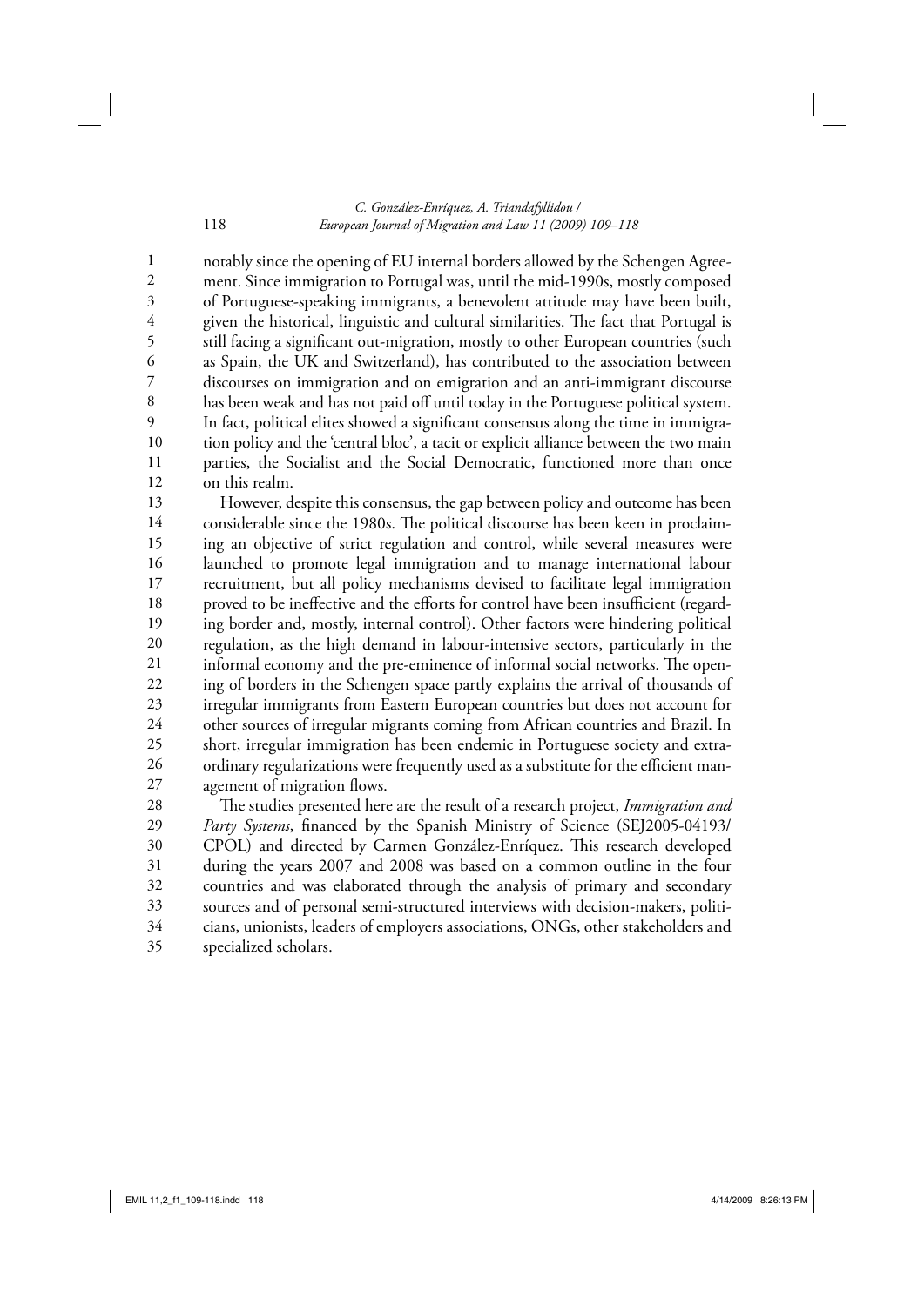notably since the opening of EU internal borders allowed by the Schengen Agreement. Since immigration to Portugal was, until the mid-1990s, mostly composed of Portuguese-speaking immigrants, a benevolent attitude may have been built, given the historical, linguistic and cultural similarities. The fact that Portugal is still facing a significant out-migration, mostly to other European countries (such as Spain, the UK and Switzerland), has contributed to the association between discourses on immigration and on emigration and an anti-immigrant discourse has been weak and has not paid off until today in the Portuguese political system. In fact, political elites showed a significant consensus along the time in immigration policy and the 'central bloc', a tacit or explicit alliance between the two main parties, the Socialist and the Social Democratic, functioned more than once on this realm.

However, despite this consensus, the gap between policy and outcome has been considerable since the 1980s. The political discourse has been keen in proclaiming an objective of strict regulation and control, while several measures were launched to promote legal immigration and to manage international labour recruitment, but all policy mechanisms devised to facilitate legal immigration proved to be ineffective and the efforts for control have been insufficient (regarding border and, mostly, internal control). Other factors were hindering political regulation, as the high demand in labour-intensive sectors, particularly in the informal economy and the pre-eminence of informal social networks. The opening of borders in the Schengen space partly explains the arrival of thousands of irregular immigrants from Eastern European countries but does not account for other sources of irregular migrants coming from African countries and Brazil. In short, irregular immigration has been endemic in Portuguese society and extraordinary regularizations were frequently used as a substitute for the efficient management of migration flows.

The studies presented here are the result of a research project, *Immigration and Party Systems*, financed by the Spanish Ministry of Science (SEJ2005-04193/CPOL) and directed by Carmen González-Enríquez. This research developed during the years 2007 and 2008 was based on a common outline in the four countries and was elaborated through the analysis of primary and secondary sources and of personal semi-structured interviews with decision-makers, politicians, unionists, leaders of employers associations, ONGs, other stakeholders and specialized scholars.